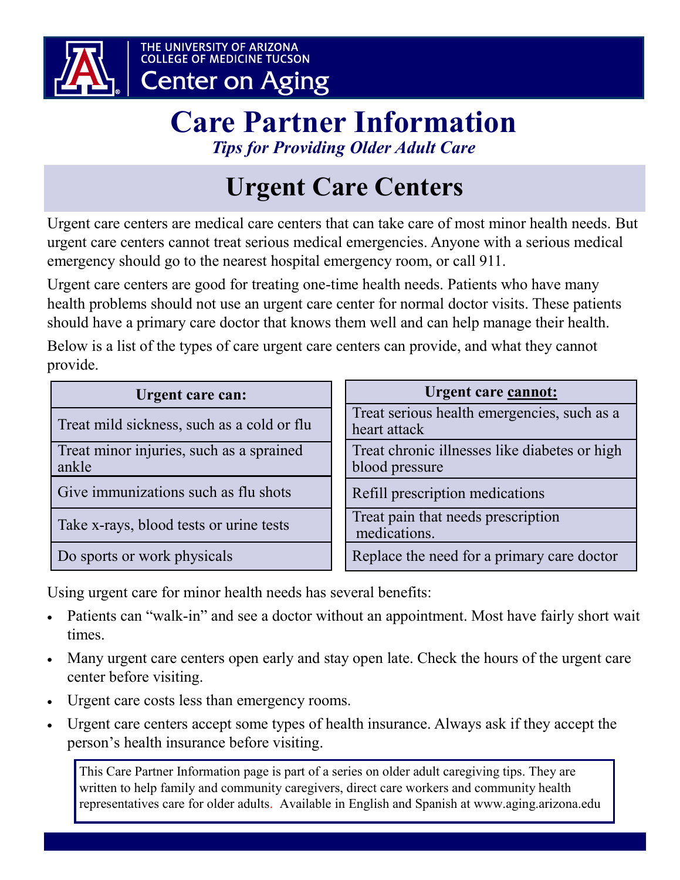THE UNIVERSITY OF ARIZONA
COLLEGE OF MEDICINE TUCSON
Center on Aging

# Care Partner Information

*Tips for Providing Older Adult Care*

## Urgent Care Centers

Urgent care centers are medical care centers that can take care of most minor health needs. But urgent care centers cannot treat serious medical emergencies. Anyone with a serious medical emergency should go to the nearest hospital emergency room, or call 911.

Urgent care centers are good for treating one-time health needs. Patients who have many health problems should not use an urgent care center for normal doctor visits. These patients should have a primary care doctor that knows them well and can help manage their health.

Below is a list of the types of care urgent care centers can provide, and what they cannot provide.

| Urgent care can: |
|---|
| Treat mild sickness, such as a cold or flu |
| Treat minor injuries, such as a sprained ankle |
| Give immunizations such as flu shots |
| Take x-rays, blood tests or urine tests |
| Do sports or work physicals |

| Urgent care <u>cannot:</u> |
|---|
| Treat serious health emergencies, such as a heart attack |
| Treat chronic illnesses like diabetes or high blood pressure |
| Refill prescription medications |
| Treat pain that needs prescription medications. |
| Replace the need for a primary care doctor |

Using urgent care for minor health needs has several benefits:

- Patients can "walk-in" and see a doctor without an appointment. Most have fairly short wait times.
- Many urgent care centers open early and stay open late. Check the hours of the urgent care center before visiting.
- Urgent care costs less than emergency rooms.
- Urgent care centers accept some types of health insurance. Always ask if they accept the person's health insurance before visiting.

This Care Partner Information page is part of a series on older adult caregiving tips. They are written to help family and community caregivers, direct care workers and community health representatives care for older adults. Available in English and Spanish at www.aging.arizona.edu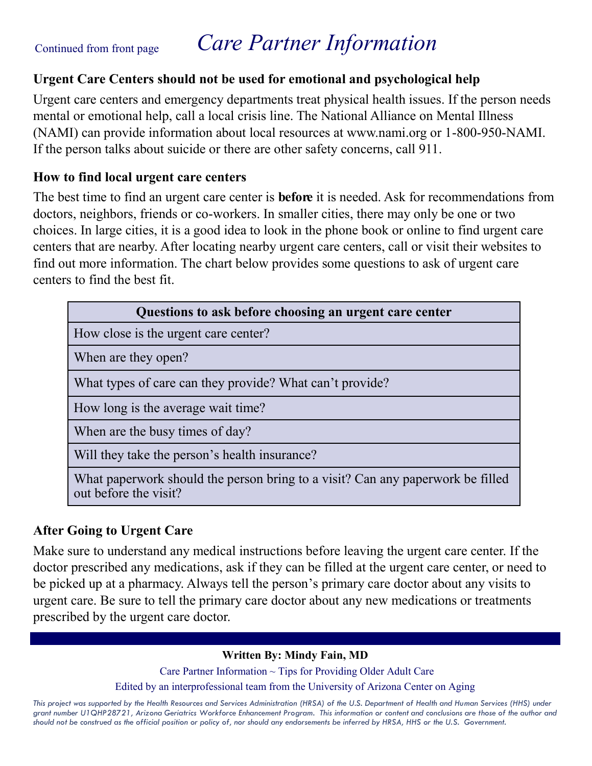Continued from front page

# Care Partner Information

## Urgent Care Centers should not be used for emotional and psychological help

Urgent care centers and emergency departments treat physical health issues. If the person needs mental or emotional help, call a local crisis line. The National Alliance on Mental Illness (NAMI) can provide information about local resources at www.nami.org or 1-800-950-NAMI. If the person talks about suicide or there are other safety concerns, call 911.

## How to find local urgent care centers

The best time to find an urgent care center is **before** it is needed. Ask for recommendations from doctors, neighbors, friends or co-workers. In smaller cities, there may only be one or two choices. In large cities, it is a good idea to look in the phone book or online to find urgent care centers that are nearby. After locating nearby urgent care centers, call or visit their websites to find out more information. The chart below provides some questions to ask of urgent care centers to find the best fit.

| Questions to ask before choosing an urgent care center |
| --- |
| How close is the urgent care center? |
| When are they open? |
| What types of care can they provide? What can't provide? |
| How long is the average wait time? |
| When are the busy times of day? |
| Will they take the person's health insurance? |
| What paperwork should the person bring to a visit? Can any paperwork be filled out before the visit? |

## After Going to Urgent Care

Make sure to understand any medical instructions before leaving the urgent care center. If the doctor prescribed any medications, ask if they can be filled at the urgent care center, or need to be picked up at a pharmacy. Always tell the person's primary care doctor about any visits to urgent care. Be sure to tell the primary care doctor about any new medications or treatments prescribed by the urgent care doctor.

**Written By: Mindy Fain, MD**

Care Partner Information ~ Tips for Providing Older Adult Care

Edited by an interprofessional team from the University of Arizona Center on Aging

*This project was supported by the Health Resources and Services Administration (HRSA) of the U.S. Department of Health and Human Services (HHS) under grant number U1QHP28721, Arizona Geriatrics Workforce Enhancement Program. This information or content and conclusions are those of the author and should not be construed as the official position or policy of, nor should any endorsements be inferred by HRSA, HHS or the U.S. Government.*